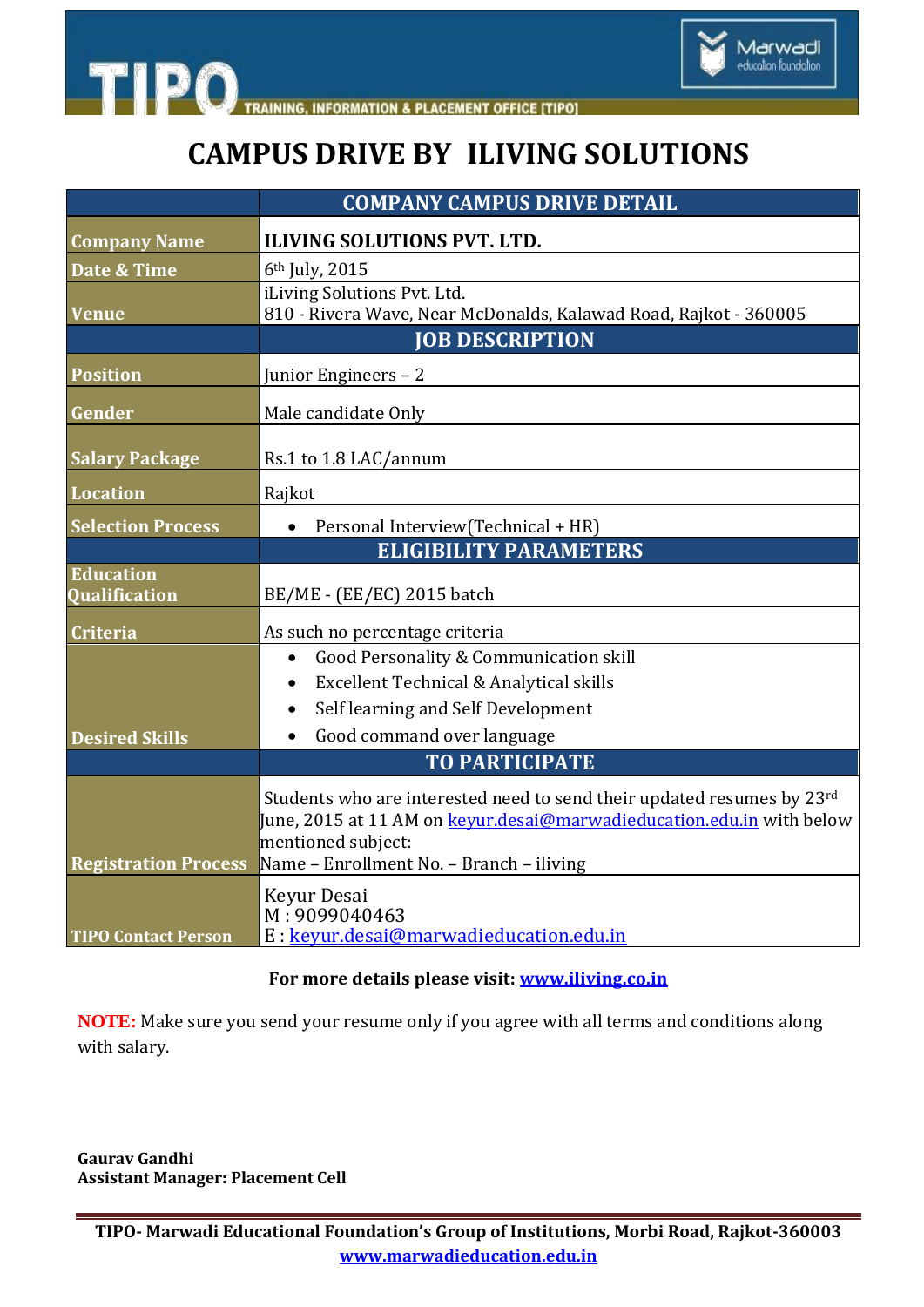# CAMPUS DRIVE BY ILIVING SOLUTIONS

| | COMPANY CAMPUS DRIVE DETAIL |
|---|---|
| **Company Name** | **ILIVING SOLUTIONS PVT. LTD.** |
| **Date & Time** | 6th July, 2015 |
| **Venue** | iLiving Solutions Pvt. Ltd.<br>810 - Rivera Wave, Near McDonalds, Kalawad Road, Rajkot - 360005 |
| | **JOB DESCRIPTION** |
| **Position** | Junior Engineers – 2 |
| **Gender** | Male candidate Only |
| **Salary Package** | Rs.1 to 1.8 LAC/annum |
| **Location** | Rajkot |
| **Selection Process** | • Personal Interview(Technical + HR) |
| | **ELIGIBILITY PARAMETERS** |
| **Education Qualification** | BE/ME - (EE/EC) 2015 batch |
| **Criteria** | As such no percentage criteria |
| **Desired Skills** | • Good Personality & Communication skill<br>• Excellent Technical & Analytical skills<br>• Self learning and Self Development<br>• Good command over language |
| | **TO PARTICIPATE** |
| **Registration Process** | Students who are interested need to send their updated resumes by 23rd June, 2015 at 11 AM on keyur.desai@marwadieducation.edu.in with below mentioned subject:<br>Name – Enrollment No. – Branch – iliving |
| **TIPO Contact Person** | Keyur Desai<br>M : 9099040463<br>E : keyur.desai@marwadieducation.edu.in |

**For more details please visit: www.iliving.co.in**

**NOTE:** Make sure you send your resume only if you agree with all terms and conditions along with salary.

**Gaurav Gandhi**
**Assistant Manager: Placement Cell**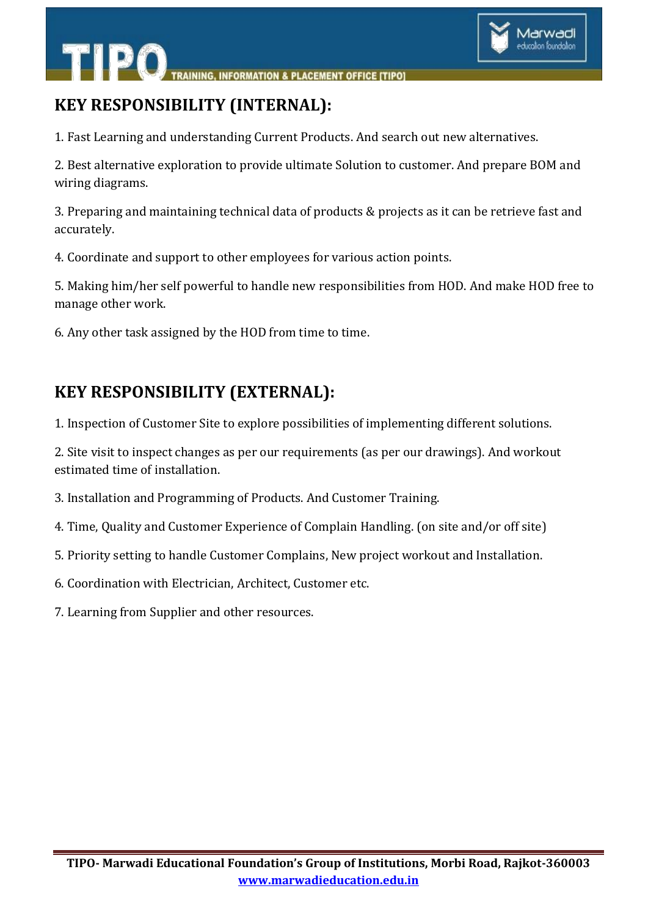## KEY RESPONSIBILITY (INTERNAL):

1. Fast Learning and understanding Current Products. And search out new alternatives.

2. Best alternative exploration to provide ultimate Solution to customer. And prepare BOM and wiring diagrams.

3. Preparing and maintaining technical data of products & projects as it can be retrieve fast and accurately.

4. Coordinate and support to other employees for various action points.

5. Making him/her self powerful to handle new responsibilities from HOD. And make HOD free to manage other work.

6. Any other task assigned by the HOD from time to time.

## KEY RESPONSIBILITY (EXTERNAL):

1. Inspection of Customer Site to explore possibilities of implementing different solutions.

2. Site visit to inspect changes as per our requirements (as per our drawings). And workout estimated time of installation.

3. Installation and Programming of Products. And Customer Training.

4. Time, Quality and Customer Experience of Complain Handling. (on site and/or off site)

5. Priority setting to handle Customer Complains, New project workout and Installation.

6. Coordination with Electrician, Architect, Customer etc.

7. Learning from Supplier and other resources.